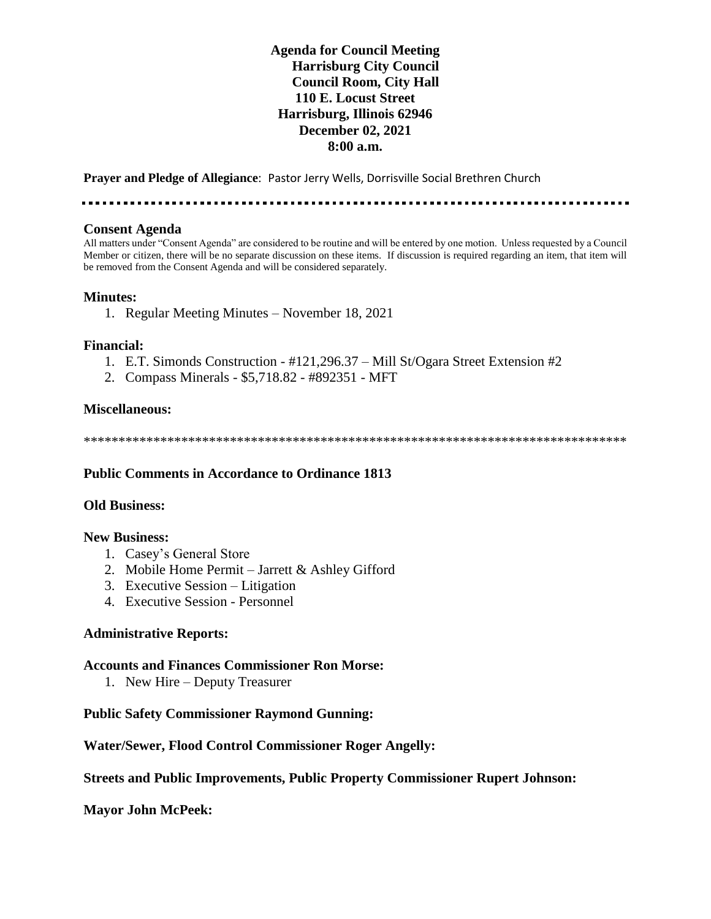# Agenda for Council Meeting
## Harrisburg City Council
## Council Room, City Hall
## 110 E. Locust Street
## Harrisburg, Illinois 62946
## December 02, 2021
## 8:00 a.m.

**Prayer and Pledge of Allegiance**: Pastor Jerry Wells, Dorrisville Social Brethren Church

---

## Consent Agenda

All matters under "Consent Agenda" are considered to be routine and will be entered by one motion. Unless requested by a Council Member or citizen, there will be no separate discussion on these items. If discussion is required regarding an item, that item will be removed from the Consent Agenda and will be considered separately.

### Minutes:

1. Regular Meeting Minutes – November 18, 2021

### Financial:

1. E.T. Simonds Construction - #121,296.37 – Mill St/Ogara Street Extension #2
2. Compass Minerals - $5,718.82 - #892351 - MFT

### Miscellaneous:

*******************************************************************************

### Public Comments in Accordance to Ordinance 1813

### Old Business:

### New Business:

1. Casey's General Store
2. Mobile Home Permit – Jarrett & Ashley Gifford
3. Executive Session – Litigation
4. Executive Session - Personnel

### Administrative Reports:

### Accounts and Finances Commissioner Ron Morse:

1. New Hire – Deputy Treasurer

### Public Safety Commissioner Raymond Gunning:

### Water/Sewer, Flood Control Commissioner Roger Angelly:

### Streets and Public Improvements, Public Property Commissioner Rupert Johnson:

### Mayor John McPeek: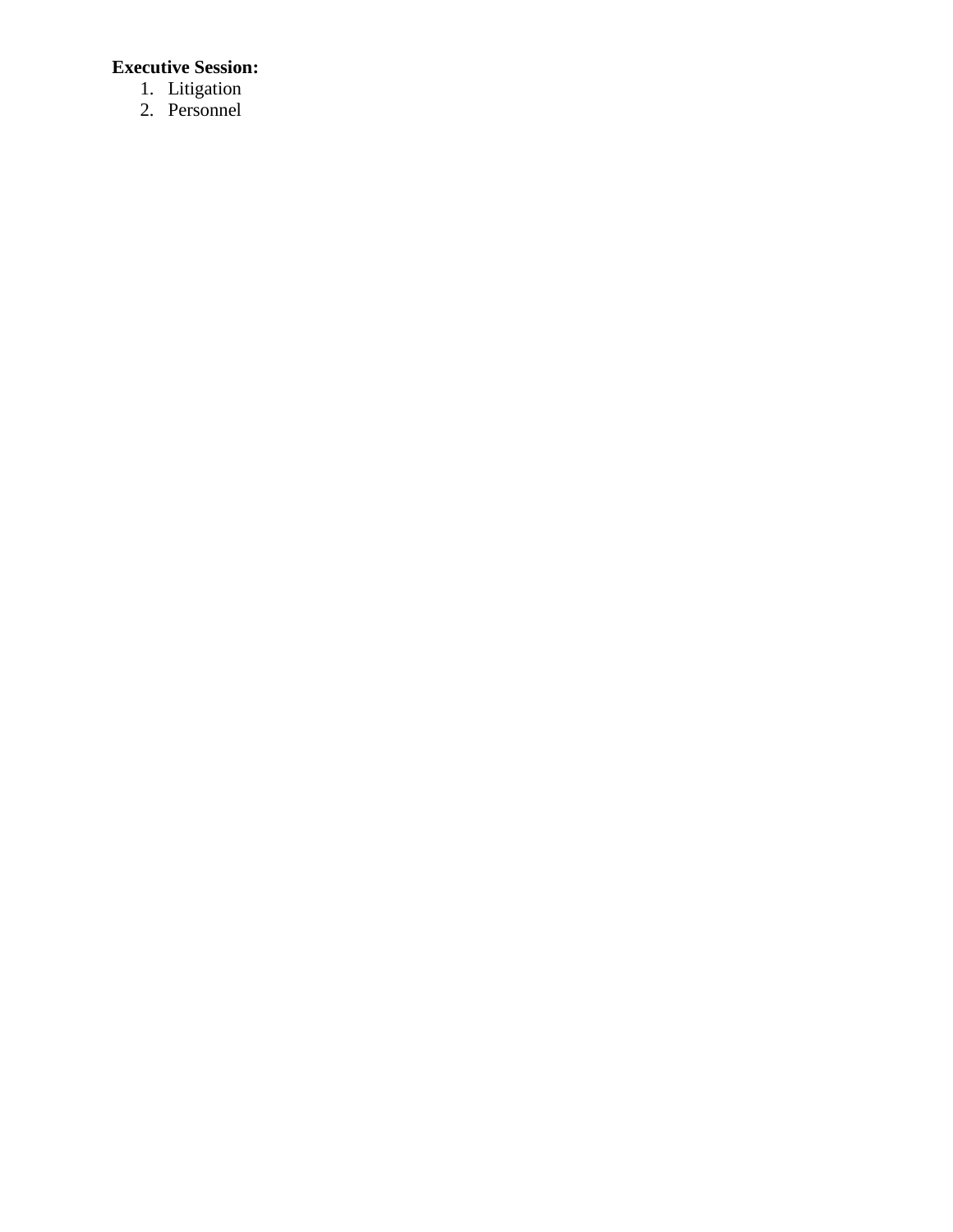**Executive Session:**

1. Litigation
2. Personnel